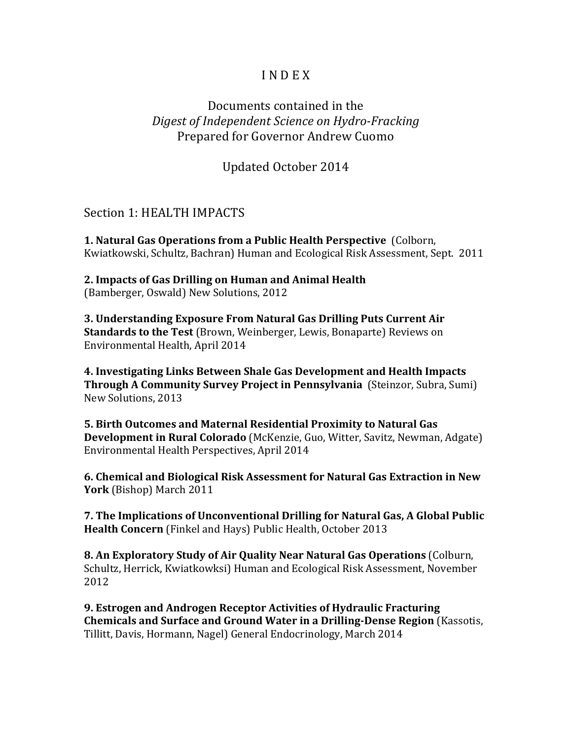# I N D E X

## Documents contained in the *Digest of Independent Science on Hydro-Fracking* Prepared for Governor Andrew Cuomo

Updated October 2014

## Section 1: HEALTH IMPACTS

**1. Natural Gas Operations from a Public Health Perspective** (Colborn, Kwiatkowski, Schultz, Bachran) Human and Ecological Risk Assessment, Sept. 2011

**2. Impacts of Gas Drilling on Human and Animal Health** (Bamberger, Oswald) New Solutions, 2012

**3. Understanding Exposure From Natural Gas Drilling Puts Current Air Standards to the Test** (Brown, Weinberger, Lewis, Bonaparte) Reviews on Environmental Health, April 2014

**4. Investigating Links Between Shale Gas Development and Health Impacts Through A Community Survey Project in Pennsylvania** (Steinzor, Subra, Sumi) New Solutions, 2013

**5. Birth Outcomes and Maternal Residential Proximity to Natural Gas Development in Rural Colorado** (McKenzie, Guo, Witter, Savitz, Newman, Adgate) Environmental Health Perspectives, April 2014

**6. Chemical and Biological Risk Assessment for Natural Gas Extraction in New York** (Bishop) March 2011

**7. The Implications of Unconventional Drilling for Natural Gas, A Global Public Health Concern** (Finkel and Hays) Public Health, October 2013

**8. An Exploratory Study of Air Quality Near Natural Gas Operations** (Colburn, Schultz, Herrick, Kwiatkowksi) Human and Ecological Risk Assessment, November 2012

**9. Estrogen and Androgen Receptor Activities of Hydraulic Fracturing Chemicals and Surface and Ground Water in a Drilling-Dense Region** (Kassotis, Tillitt, Davis, Hormann, Nagel) General Endocrinology, March 2014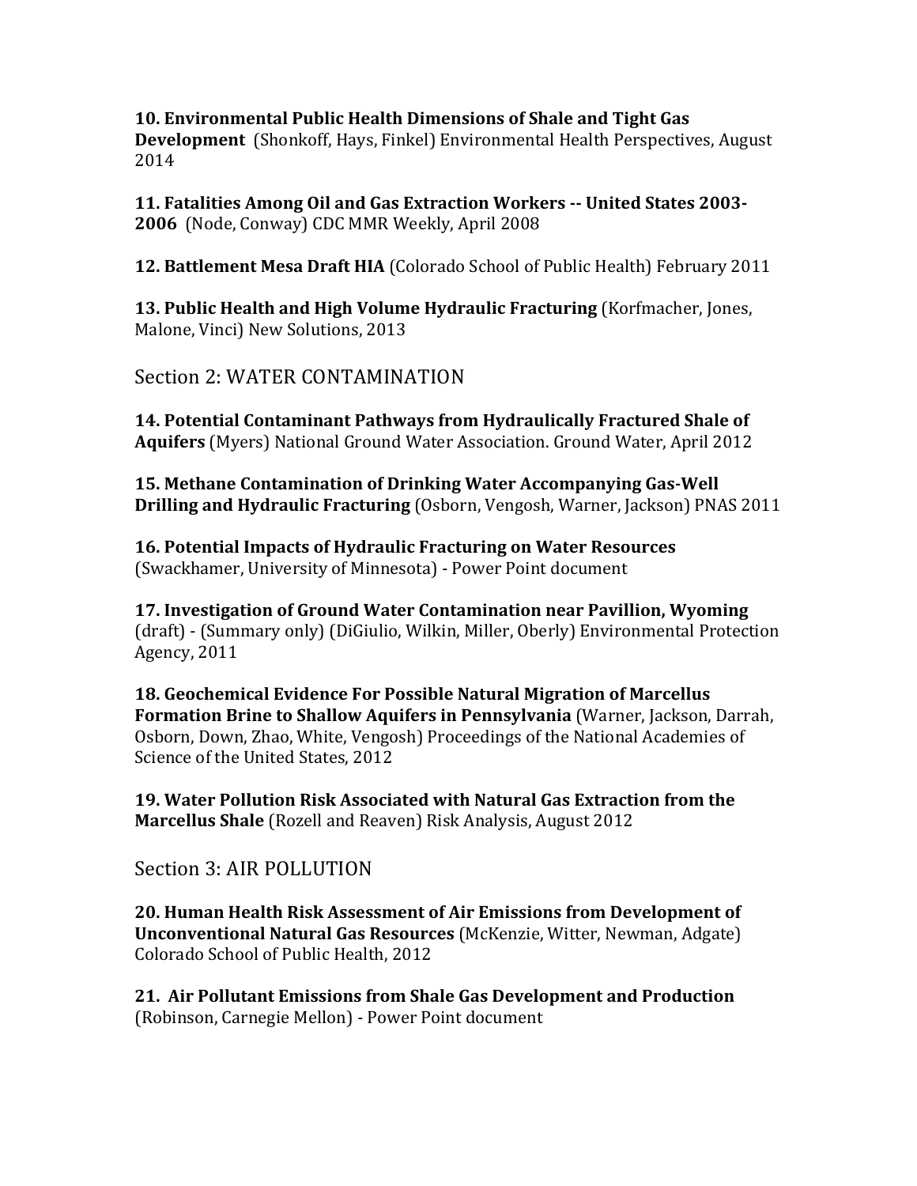**10. Environmental Public Health Dimensions of Shale and Tight Gas Development** (Shonkoff, Hays, Finkel) Environmental Health Perspectives, August 2014

**11. Fatalities Among Oil and Gas Extraction Workers -- United States 2003-2006** (Node, Conway) CDC MMR Weekly, April 2008

**12. Battlement Mesa Draft HIA** (Colorado School of Public Health) February 2011

**13. Public Health and High Volume Hydraulic Fracturing** (Korfmacher, Jones, Malone, Vinci) New Solutions, 2013

## Section 2: WATER CONTAMINATION

**14. Potential Contaminant Pathways from Hydraulically Fractured Shale of Aquifers** (Myers) National Ground Water Association. Ground Water, April 2012

**15. Methane Contamination of Drinking Water Accompanying Gas-Well Drilling and Hydraulic Fracturing** (Osborn, Vengosh, Warner, Jackson) PNAS 2011

**16. Potential Impacts of Hydraulic Fracturing on Water Resources** (Swackhamer, University of Minnesota) - Power Point document

**17. Investigation of Ground Water Contamination near Pavillion, Wyoming** (draft) - (Summary only) (DiGiulio, Wilkin, Miller, Oberly) Environmental Protection Agency, 2011

**18. Geochemical Evidence For Possible Natural Migration of Marcellus Formation Brine to Shallow Aquifers in Pennsylvania** (Warner, Jackson, Darrah, Osborn, Down, Zhao, White, Vengosh) Proceedings of the National Academies of Science of the United States, 2012

**19. Water Pollution Risk Associated with Natural Gas Extraction from the Marcellus Shale** (Rozell and Reaven) Risk Analysis, August 2012

## Section 3: AIR POLLUTION

**20. Human Health Risk Assessment of Air Emissions from Development of Unconventional Natural Gas Resources** (McKenzie, Witter, Newman, Adgate) Colorado School of Public Health, 2012

**21. Air Pollutant Emissions from Shale Gas Development and Production** (Robinson, Carnegie Mellon) - Power Point document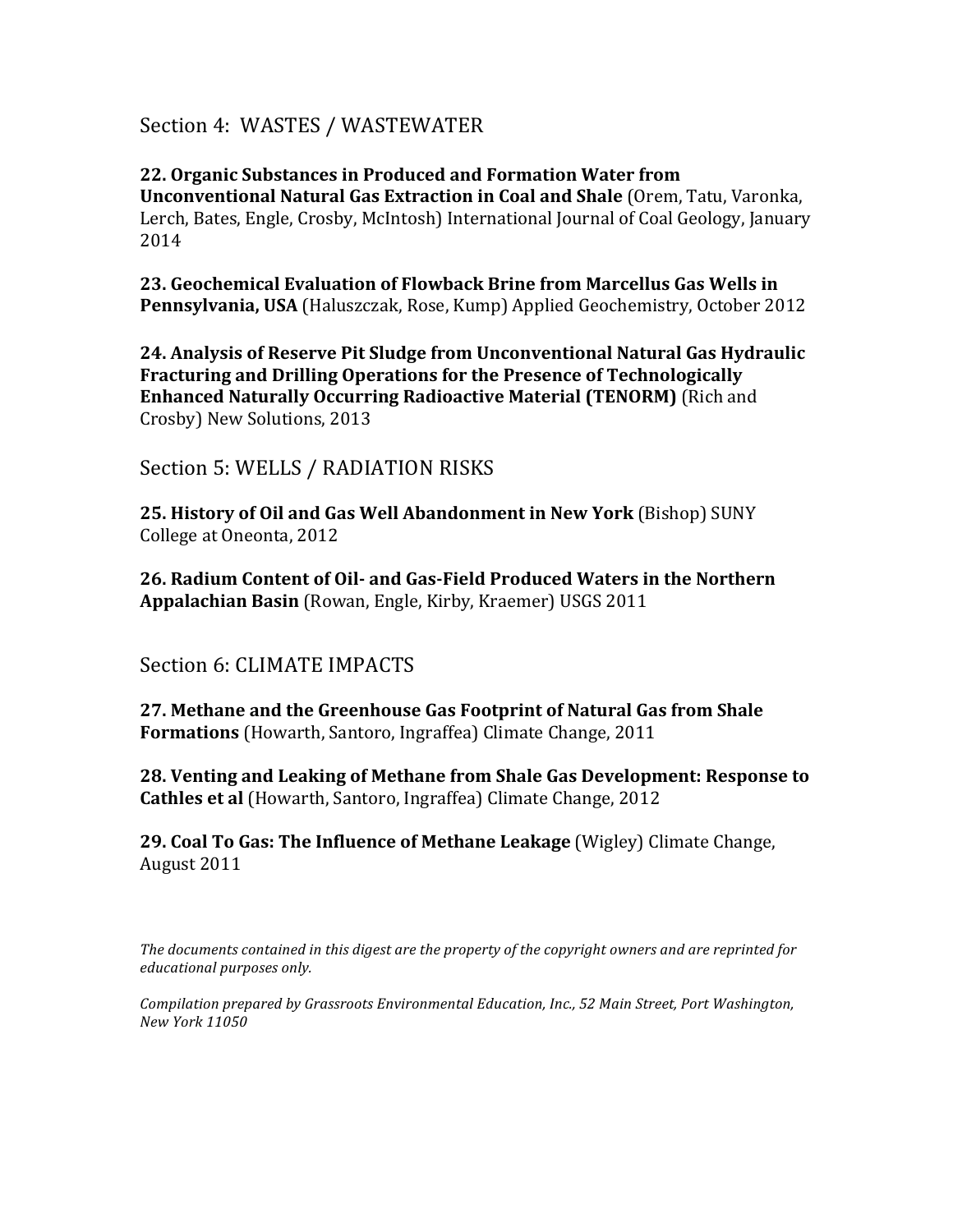## Section 4: WASTES / WASTEWATER

**22. Organic Substances in Produced and Formation Water from Unconventional Natural Gas Extraction in Coal and Shale** (Orem, Tatu, Varonka, Lerch, Bates, Engle, Crosby, McIntosh) International Journal of Coal Geology, January 2014

**23. Geochemical Evaluation of Flowback Brine from Marcellus Gas Wells in Pennsylvania, USA** (Haluszczak, Rose, Kump) Applied Geochemistry, October 2012

**24. Analysis of Reserve Pit Sludge from Unconventional Natural Gas Hydraulic Fracturing and Drilling Operations for the Presence of Technologically Enhanced Naturally Occurring Radioactive Material (TENORM)** (Rich and Crosby) New Solutions, 2013

## Section 5: WELLS / RADIATION RISKS

**25. History of Oil and Gas Well Abandonment in New York** (Bishop) SUNY College at Oneonta, 2012

**26. Radium Content of Oil- and Gas-Field Produced Waters in the Northern Appalachian Basin** (Rowan, Engle, Kirby, Kraemer) USGS 2011

## Section 6: CLIMATE IMPACTS

**27. Methane and the Greenhouse Gas Footprint of Natural Gas from Shale Formations** (Howarth, Santoro, Ingraffea) Climate Change, 2011

**28. Venting and Leaking of Methane from Shale Gas Development: Response to Cathles et al** (Howarth, Santoro, Ingraffea) Climate Change, 2012

**29. Coal To Gas: The Influence of Methane Leakage** (Wigley) Climate Change, August 2011

*The documents contained in this digest are the property of the copyright owners and are reprinted for educational purposes only.*

*Compilation prepared by Grassroots Environmental Education, Inc., 52 Main Street, Port Washington, New York 11050*